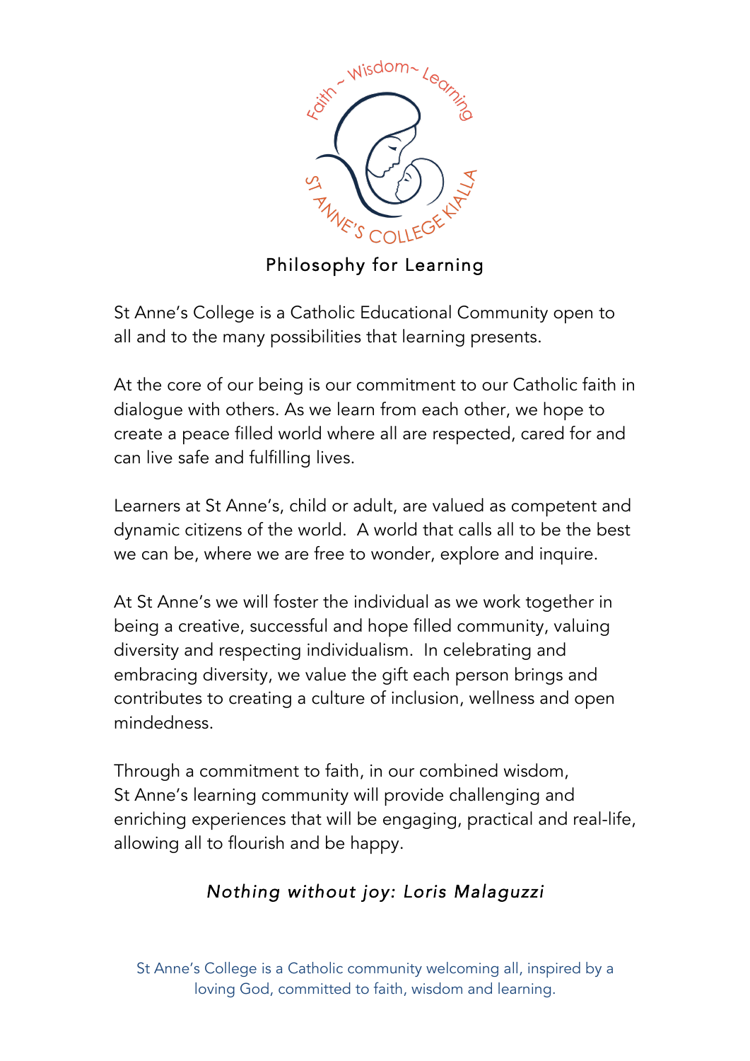# Philosophy for Learning

St Anne's College is a Catholic Educational Community open to all and to the many possibilities that learning presents.

At the core of our being is our commitment to our Catholic faith in dialogue with others. As we learn from each other, we hope to create a peace filled world where all are respected, cared for and can live safe and fulfilling lives.

Learners at St Anne's, child or adult, are valued as competent and dynamic citizens of the world. A world that calls all to be the best we can be, where we are free to wonder, explore and inquire.

At St Anne's we will foster the individual as we work together in being a creative, successful and hope filled community, valuing diversity and respecting individualism. In celebrating and embracing diversity, we value the gift each person brings and contributes to creating a culture of inclusion, wellness and open mindedness.

Through a commitment to faith, in our combined wisdom, St Anne's learning community will provide challenging and enriching experiences that will be engaging, practical and real-life, allowing all to flourish and be happy.

*Nothing without joy: Loris Malaguzzi*

St Anne's College is a Catholic community welcoming all, inspired by a loving God, committed to faith, wisdom and learning.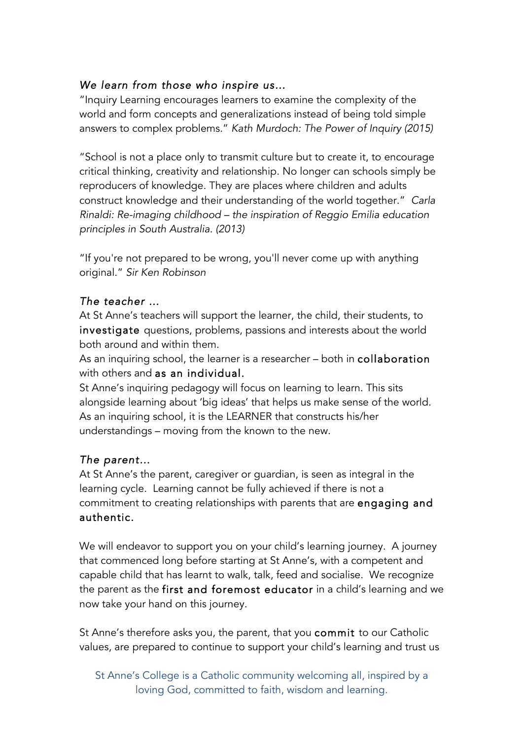*We learn from those who inspire us…*

"Inquiry Learning encourages learners to examine the complexity of the world and form concepts and generalizations instead of being told simple answers to complex problems." *Kath Murdoch: The Power of Inquiry (2015)*

"School is not a place only to transmit culture but to create it, to encourage critical thinking, creativity and relationship. No longer can schools simply be reproducers of knowledge. They are places where children and adults construct knowledge and their understanding of the world together." *Carla Rinaldi: Re-imaging childhood – the inspiration of Reggio Emilia education principles in South Australia. (2013)*

"If you're not prepared to be wrong, you'll never come up with anything original." *Sir Ken Robinson*

*The teacher …*

At St Anne's teachers will support the learner, the child, their students, to investigate questions, problems, passions and interests about the world both around and within them.

As an inquiring school, the learner is a researcher – both in collaboration with others and as an individual.

St Anne's inquiring pedagogy will focus on learning to learn. This sits alongside learning about 'big ideas' that helps us make sense of the world. As an inquiring school, it is the LEARNER that constructs his/her understandings – moving from the known to the new.

*The parent…*

At St Anne's the parent, caregiver or guardian, is seen as integral in the learning cycle. Learning cannot be fully achieved if there is not a commitment to creating relationships with parents that are engaging and authentic.

We will endeavor to support you on your child's learning journey. A journey that commenced long before starting at St Anne's, with a competent and capable child that has learnt to walk, talk, feed and socialise. We recognize the parent as the first and foremost educator in a child's learning and we now take your hand on this journey.

St Anne's therefore asks you, the parent, that you commit to our Catholic values, are prepared to continue to support your child's learning and trust us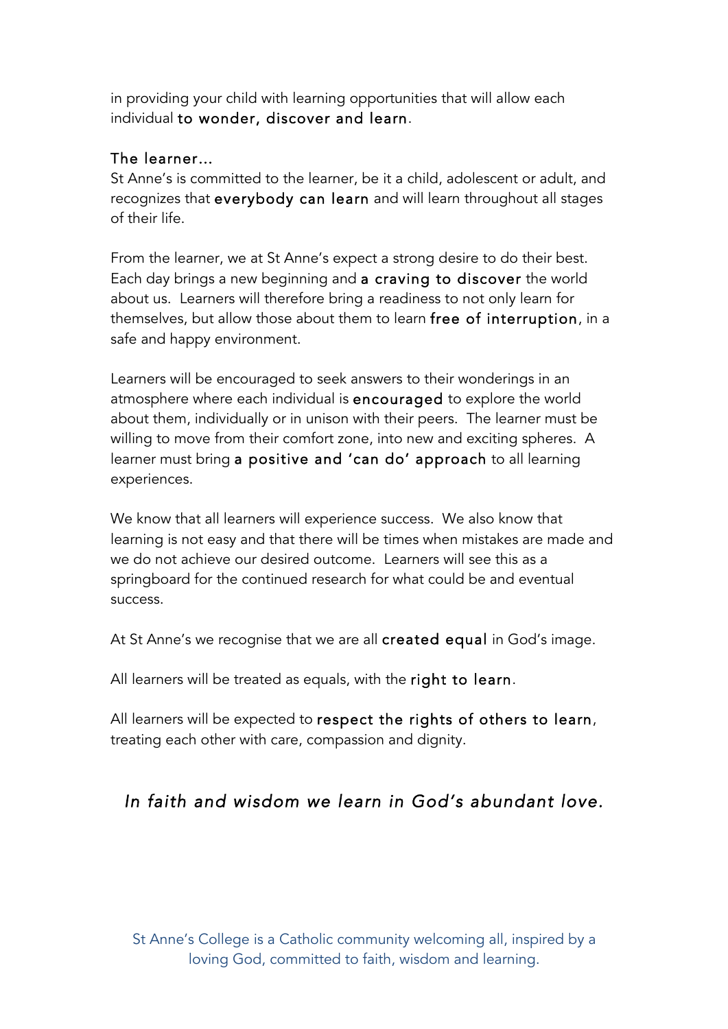in providing your child with learning opportunities that will allow each individual **to wonder, discover and learn**.

## The learner…

St Anne's is committed to the learner, be it a child, adolescent or adult, and recognizes that **everybody can learn** and will learn throughout all stages of their life.

From the learner, we at St Anne's expect a strong desire to do their best. Each day brings a new beginning and **a craving to discover** the world about us. Learners will therefore bring a readiness to not only learn for themselves, but allow those about them to learn **free of interruption**, in a safe and happy environment.

Learners will be encouraged to seek answers to their wonderings in an atmosphere where each individual is **encouraged** to explore the world about them, individually or in unison with their peers. The learner must be willing to move from their comfort zone, into new and exciting spheres. A learner must bring **a positive and 'can do' approach** to all learning experiences.

We know that all learners will experience success. We also know that learning is not easy and that there will be times when mistakes are made and we do not achieve our desired outcome. Learners will see this as a springboard for the continued research for what could be and eventual success.

At St Anne's we recognise that we are all **created equal** in God's image.

All learners will be treated as equals, with the **right to learn**.

All learners will be expected to **respect the rights of others to learn**, treating each other with care, compassion and dignity.

*In faith and wisdom we learn in God's abundant love.*

St Anne's College is a Catholic community welcoming all, inspired by a loving God, committed to faith, wisdom and learning.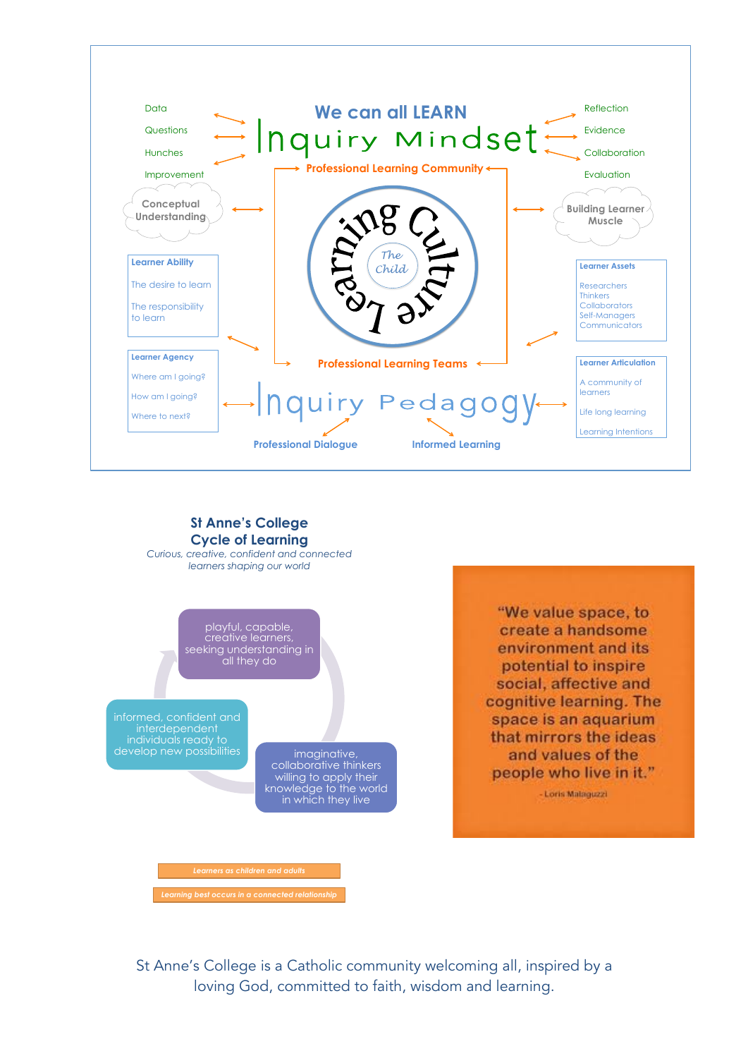Data

Questions

Hunches

Improvement

## We can all LEARN

# Inquiry Mindset

Reflection

Evidence

Collaboration

Evaluation

**Professional Learning Community**

**Conceptual Understanding**

**Building Learner Muscle**

Learning Culture

The Child

**Learner Ability**

The desire to learn

The responsibility to learn

**Learner Assets**

Researchers
Thinkers
Collaborators
Self-Managers
Communicators

**Learner Agency**

Where am I going?

How am I going?

Where to next?

**Professional Learning Teams**

**Learner Articulation**

A community of learners

Life long learning

Learning Intentions

# Inquiry Pedagogy

**Professional Dialogue**

**Informed Learning**

## St Anne's College Cycle of Learning

*Curious, creative, confident and connected learners shaping our world*

playful, capable, creative learners, seeking understanding in all they do

imaginative, collaborative thinkers willing to apply their knowledge to the world in which they live

informed, confident and interdependent individuals ready to develop new possibilities

*Learners as children and adults*

*Learning best occurs in a connected relationship*

"We value space, to create a handsome environment and its potential to inspire social, affective and cognitive learning. The space is an aquarium that mirrors the ideas and values of the people who live in it."

- Loris Malaguzzi

St Anne's College is a Catholic community welcoming all, inspired by a loving God, committed to faith, wisdom and learning.